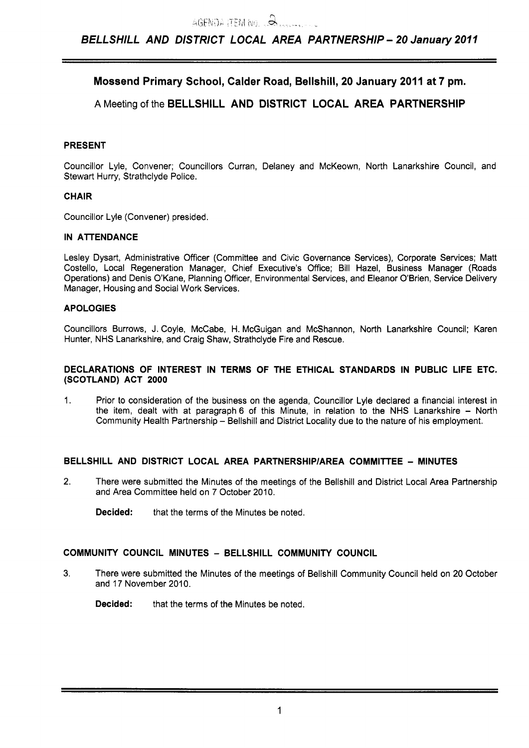AGENDA ITEM NO. 2

*BELLSHILL AND DISTRICT LOCAL AREA PARTNERSHIP – 20 January 2011*

## Mossend Primary School, Calder Road, Bellshill, 20 January 2011 at 7 pm.

A Meeting of the **BELLSHILL AND DISTRICT LOCAL AREA PARTNERSHIP**

**PRESENT**

Councillor Lyle, Convener; Councillors Curran, Delaney and McKeown, North Lanarkshire Council, and Stewart Hurry, Strathclyde Police.

**CHAIR**

Councillor Lyle (Convener) presided.

**IN ATTENDANCE**

Lesley Dysart, Administrative Officer (Committee and Civic Governance Services), Corporate Services; Matt Costello, Local Regeneration Manager, Chief Executive's Office; Bill Hazel, Business Manager (Roads Operations) and Denis O'Kane, Planning Officer, Environmental Services, and Eleanor O'Brien, Service Delivery Manager, Housing and Social Work Services.

**APOLOGIES**

Councillors Burrows, J. Coyle, McCabe, H. McGuigan and McShannon, North Lanarkshire Council; Karen Hunter, NHS Lanarkshire, and Craig Shaw, Strathclyde Fire and Rescue.

**DECLARATIONS OF INTEREST IN TERMS OF THE ETHICAL STANDARDS IN PUBLIC LIFE ETC. (SCOTLAND) ACT 2000**

1. Prior to consideration of the business on the agenda, Councillor Lyle declared a financial interest in the item, dealt with at paragraph 6 of this Minute, in relation to the NHS Lanarkshire – North Community Health Partnership – Bellshill and District Locality due to the nature of his employment.

**BELLSHILL AND DISTRICT LOCAL AREA PARTNERSHIP/AREA COMMITTEE – MINUTES**

2. There were submitted the Minutes of the meetings of the Bellshill and District Local Area Partnership and Area Committee held on 7 October 2010.

   **Decided:** that the terms of the Minutes be noted.

**COMMUNITY COUNCIL MINUTES – BELLSHILL COMMUNITY COUNCIL**

3. There were submitted the Minutes of the meetings of Bellshill Community Council held on 20 October and 17 November 2010.

   **Decided:** that the terms of the Minutes be noted.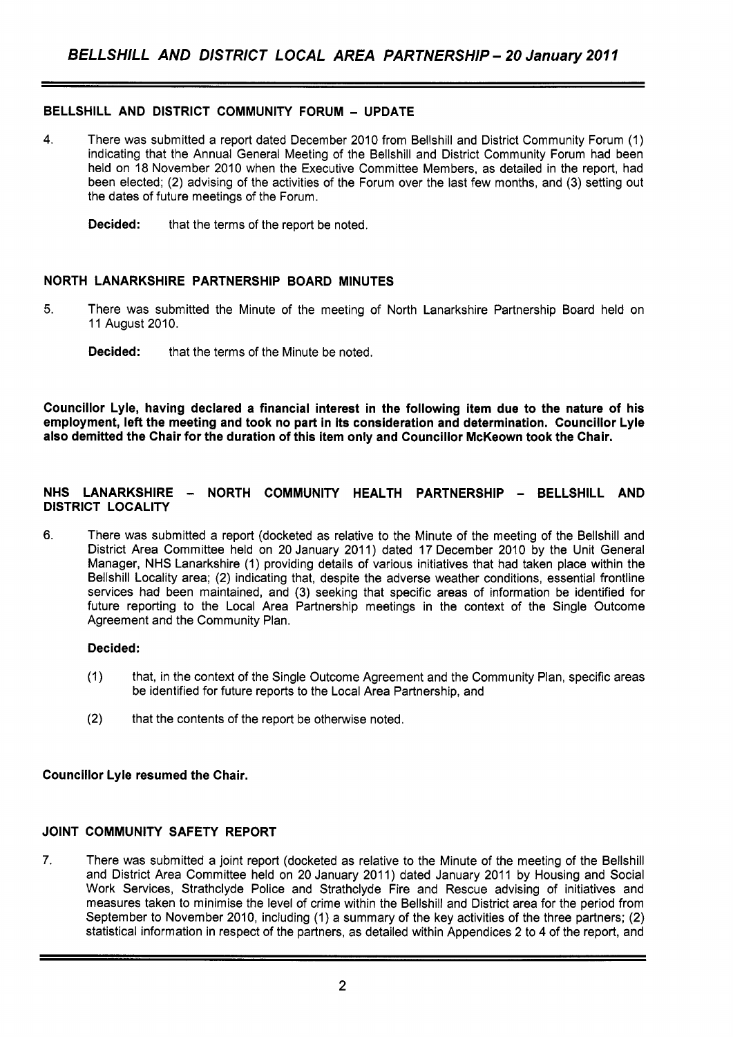## BELLSHILL AND DISTRICT COMMUNITY FORUM – UPDATE

4. There was submitted a report dated December 2010 from Bellshill and District Community Forum (1) indicating that the Annual General Meeting of the Bellshill and District Community Forum had been held on 18 November 2010 when the Executive Committee Members, as detailed in the report, had been elected; (2) advising of the activities of the Forum over the last few months, and (3) setting out the dates of future meetings of the Forum.

   **Decided:** that the terms of the report be noted.

## NORTH LANARKSHIRE PARTNERSHIP BOARD MINUTES

5. There was submitted the Minute of the meeting of North Lanarkshire Partnership Board held on 11 August 2010.

   **Decided:** that the terms of the Minute be noted.

**Councillor Lyle, having declared a financial interest in the following item due to the nature of his employment, left the meeting and took no part in its consideration and determination. Councillor Lyle also demitted the Chair for the duration of this item only and Councillor McKeown took the Chair.**

## NHS LANARKSHIRE – NORTH COMMUNITY HEALTH PARTNERSHIP – BELLSHILL AND DISTRICT LOCALITY

6. There was submitted a report (docketed as relative to the Minute of the meeting of the Bellshill and District Area Committee held on 20 January 2011) dated 17 December 2010 by the Unit General Manager, NHS Lanarkshire (1) providing details of various initiatives that had taken place within the Bellshill Locality area; (2) indicating that, despite the adverse weather conditions, essential frontline services had been maintained, and (3) seeking that specific areas of information be identified for future reporting to the Local Area Partnership meetings in the context of the Single Outcome Agreement and the Community Plan.

   **Decided:**

   (1) that, in the context of the Single Outcome Agreement and the Community Plan, specific areas be identified for future reports to the Local Area Partnership, and

   (2) that the contents of the report be otherwise noted.

**Councillor Lyle resumed the Chair.**

## JOINT COMMUNITY SAFETY REPORT

7. There was submitted a joint report (docketed as relative to the Minute of the meeting of the Bellshill and District Area Committee held on 20 January 2011) dated January 2011 by Housing and Social Work Services, Strathclyde Police and Strathclyde Fire and Rescue advising of initiatives and measures taken to minimise the level of crime within the Bellshill and District area for the period from September to November 2010, including (1) a summary of the key activities of the three partners; (2) statistical information in respect of the partners, as detailed within Appendices 2 to 4 of the report, and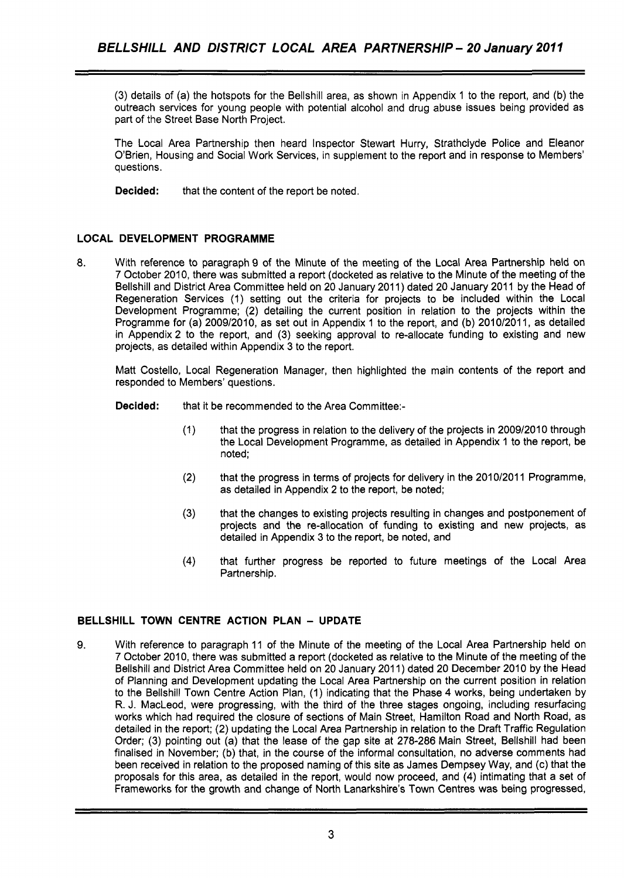(3) details of (a) the hotspots for the Bellshill area, as shown in Appendix 1 to the report, and (b) the outreach services for young people with potential alcohol and drug abuse issues being provided as part of the Street Base North Project.

The Local Area Partnership then heard Inspector Stewart Hurry, Strathclyde Police and Eleanor O'Brien, Housing and Social Work Services, in supplement to the report and in response to Members' questions.

**Decided:** that the content of the report be noted.

## LOCAL DEVELOPMENT PROGRAMME

8. With reference to paragraph 9 of the Minute of the meeting of the Local Area Partnership held on 7 October 2010, there was submitted a report (docketed as relative to the Minute of the meeting of the Bellshill and District Area Committee held on 20 January 2011) dated 20 January 2011 by the Head of Regeneration Services (1) setting out the criteria for projects to be included within the Local Development Programme; (2) detailing the current position in relation to the projects within the Programme for (a) 2009/2010, as set out in Appendix 1 to the report, and (b) 2010/2011, as detailed in Appendix 2 to the report, and (3) seeking approval to re-allocate funding to existing and new projects, as detailed within Appendix 3 to the report.

   Matt Costello, Local Regeneration Manager, then highlighted the main contents of the report and responded to Members' questions.

   **Decided:** that it be recommended to the Area Committee:-

   (1) that the progress in relation to the delivery of the projects in 2009/2010 through the Local Development Programme, as detailed in Appendix 1 to the report, be noted;

   (2) that the progress in terms of projects for delivery in the 2010/2011 Programme, as detailed in Appendix 2 to the report, be noted;

   (3) that the changes to existing projects resulting in changes and postponement of projects and the re-allocation of funding to existing and new projects, as detailed in Appendix 3 to the report, be noted, and

   (4) that further progress be reported to future meetings of the Local Area Partnership.

## BELLSHILL TOWN CENTRE ACTION PLAN – UPDATE

9. With reference to paragraph 11 of the Minute of the meeting of the Local Area Partnership held on 7 October 2010, there was submitted a report (docketed as relative to the Minute of the meeting of the Bellshill and District Area Committee held on 20 January 2011) dated 20 December 2010 by the Head of Planning and Development updating the Local Area Partnership on the current position in relation to the Bellshill Town Centre Action Plan, (1) indicating that the Phase 4 works, being undertaken by R. J. MacLeod, were progressing, with the third of the three stages ongoing, including resurfacing works which had required the closure of sections of Main Street, Hamilton Road and North Road, as detailed in the report; (2) updating the Local Area Partnership in relation to the Draft Traffic Regulation Order; (3) pointing out (a) that the lease of the gap site at 278-286 Main Street, Bellshill had been finalised in November; (b) that, in the course of the informal consultation, no adverse comments had been received in relation to the proposed naming of this site as James Dempsey Way, and (c) that the proposals for this area, as detailed in the report, would now proceed, and (4) intimating that a set of Frameworks for the growth and change of North Lanarkshire's Town Centres was being progressed,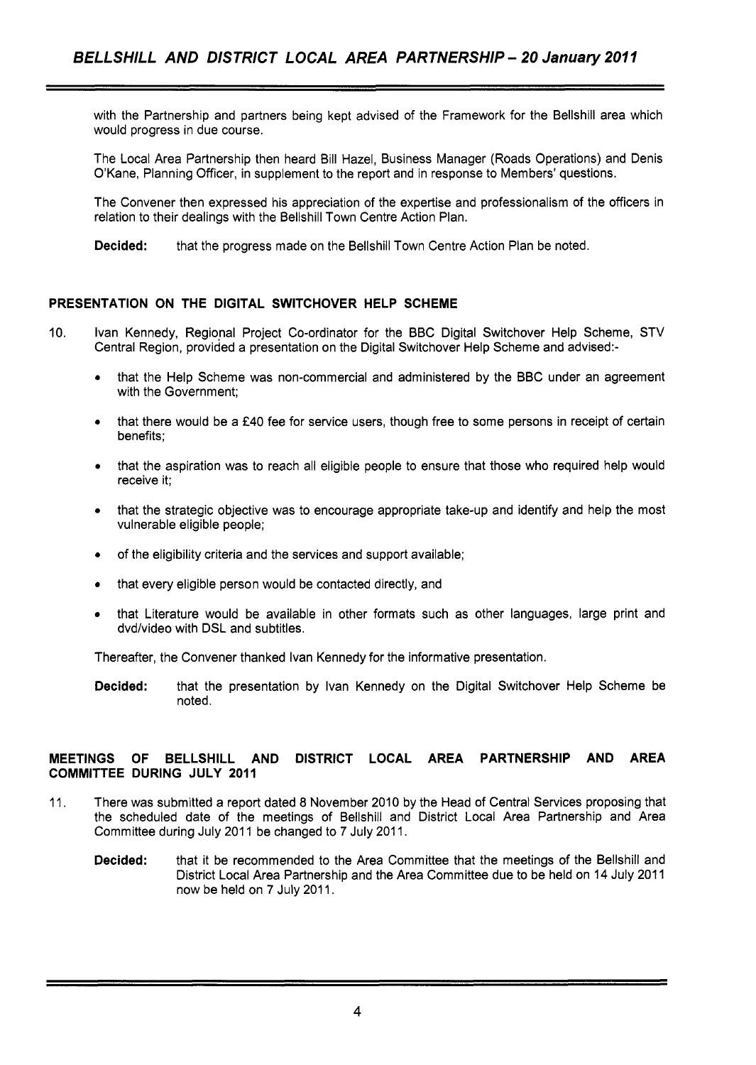with the Partnership and partners being kept advised of the Framework for the Bellshill area which would progress in due course.

The Local Area Partnership then heard Bill Hazel, Business Manager (Roads Operations) and Denis O'Kane, Planning Officer, in supplement to the report and in response to Members' questions.

The Convener then expressed his appreciation of the expertise and professionalism of the officers in relation to their dealings with the Bellshill Town Centre Action Plan.

**Decided:** that the progress made on the Bellshill Town Centre Action Plan be noted.

## PRESENTATION ON THE DIGITAL SWITCHOVER HELP SCHEME

10. Ivan Kennedy, Regional Project Co-ordinator for the BBC Digital Switchover Help Scheme, STV Central Region, provided a presentation on the Digital Switchover Help Scheme and advised:-

- that the Help Scheme was non-commercial and administered by the BBC under an agreement with the Government;
- that there would be a £40 fee for service users, though free to some persons in receipt of certain benefits;
- that the aspiration was to reach all eligible people to ensure that those who required help would receive it;
- that the strategic objective was to encourage appropriate take-up and identify and help the most vulnerable eligible people;
- of the eligibility criteria and the services and support available;
- that every eligible person would be contacted directly, and
- that Literature would be available in other formats such as other languages, large print and dvd/video with DSL and subtitles.

Thereafter, the Convener thanked Ivan Kennedy for the informative presentation.

**Decided:** that the presentation by Ivan Kennedy on the Digital Switchover Help Scheme be noted.

## MEETINGS OF BELLSHILL AND DISTRICT LOCAL AREA PARTNERSHIP AND AREA COMMITTEE DURING JULY 2011

11. There was submitted a report dated 8 November 2010 by the Head of Central Services proposing that the scheduled date of the meetings of Bellshill and District Local Area Partnership and Area Committee during July 2011 be changed to 7 July 2011.

**Decided:** that it be recommended to the Area Committee that the meetings of the Bellshill and District Local Area Partnership and the Area Committee due to be held on 14 July 2011 now be held on 7 July 2011.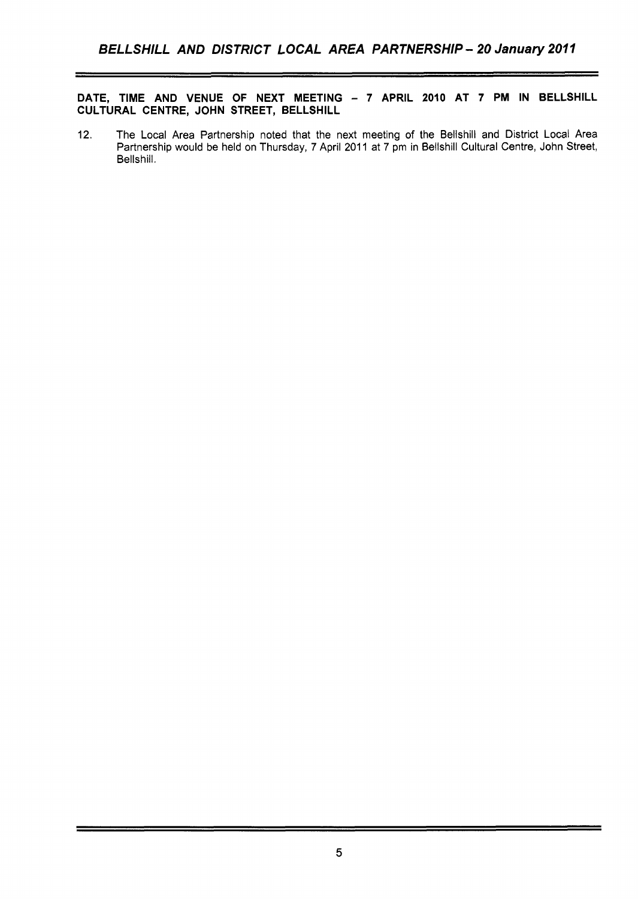**DATE, TIME AND VENUE OF NEXT MEETING – 7 APRIL 2010 AT 7 PM IN BELLSHILL CULTURAL CENTRE, JOHN STREET, BELLSHILL**

12. The Local Area Partnership noted that the next meeting of the Bellshill and District Local Area Partnership would be held on Thursday, 7 April 2011 at 7 pm in Bellshill Cultural Centre, John Street, Bellshill.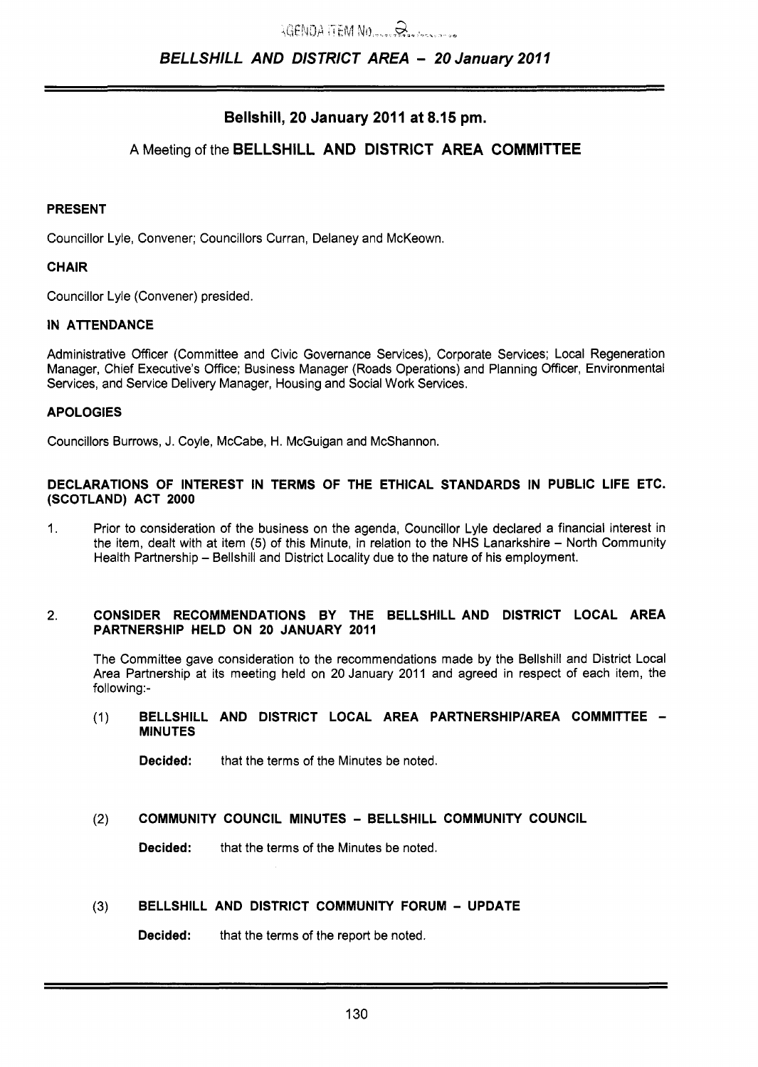AGENDA ITEM No. 2

## Bellshill, 20 January 2011 at 8.15 pm.

A Meeting of the **BELLSHILL AND DISTRICT AREA COMMITTEE**

### PRESENT

Councillor Lyle, Convener; Councillors Curran, Delaney and McKeown.

### CHAIR

Councillor Lyle (Convener) presided.

### IN ATTENDANCE

Administrative Officer (Committee and Civic Governance Services), Corporate Services; Local Regeneration Manager, Chief Executive's Office; Business Manager (Roads Operations) and Planning Officer, Environmental Services, and Service Delivery Manager, Housing and Social Work Services.

### APOLOGIES

Councillors Burrows, J. Coyle, McCabe, H. McGuigan and McShannon.

### DECLARATIONS OF INTEREST IN TERMS OF THE ETHICAL STANDARDS IN PUBLIC LIFE ETC. (SCOTLAND) ACT 2000

1. Prior to consideration of the business on the agenda, Councillor Lyle declared a financial interest in the item, dealt with at item (5) of this Minute, in relation to the NHS Lanarkshire – North Community Health Partnership – Bellshill and District Locality due to the nature of his employment.

### 2. CONSIDER RECOMMENDATIONS BY THE BELLSHILL AND DISTRICT LOCAL AREA PARTNERSHIP HELD ON 20 JANUARY 2011

The Committee gave consideration to the recommendations made by the Bellshill and District Local Area Partnership at its meeting held on 20 January 2011 and agreed in respect of each item, the following:-

(1) **BELLSHILL AND DISTRICT LOCAL AREA PARTNERSHIP/AREA COMMITTEE – MINUTES**

**Decided:** that the terms of the Minutes be noted.

(2) **COMMUNITY COUNCIL MINUTES – BELLSHILL COMMUNITY COUNCIL**

**Decided:** that the terms of the Minutes be noted.

(3) **BELLSHILL AND DISTRICT COMMUNITY FORUM – UPDATE**

**Decided:** that the terms of the report be noted.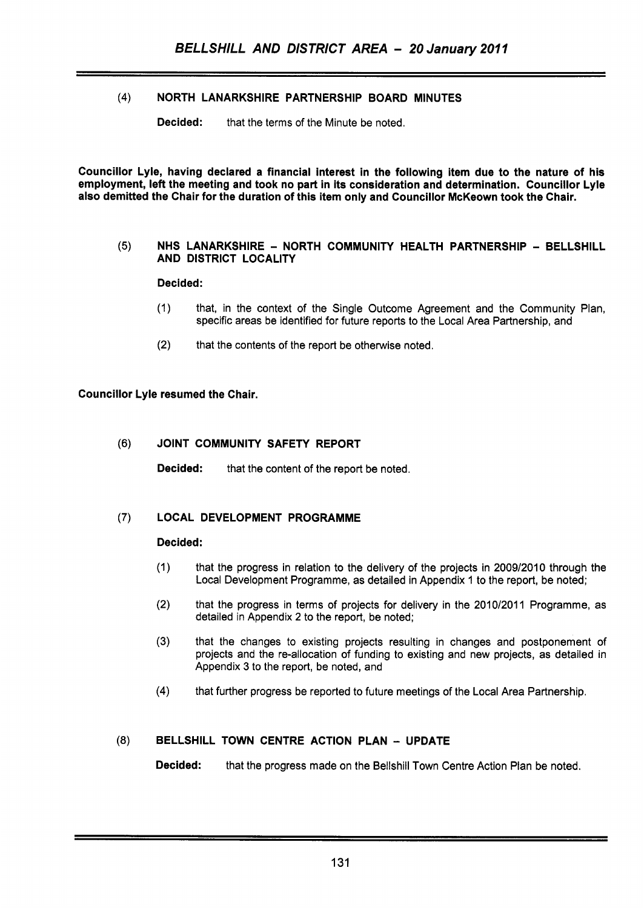## (4) NORTH LANARKSHIRE PARTNERSHIP BOARD MINUTES

**Decided:** that the terms of the Minute be noted.

**Councillor Lyle, having declared a financial interest in the following item due to the nature of his employment, left the meeting and took no part in its consideration and determination. Councillor Lyle also demitted the Chair for the duration of this item only and Councillor McKeown took the Chair.**

## (5) NHS LANARKSHIRE – NORTH COMMUNITY HEALTH PARTNERSHIP – BELLSHILL AND DISTRICT LOCALITY

**Decided:**

(1) that, in the context of the Single Outcome Agreement and the Community Plan, specific areas be identified for future reports to the Local Area Partnership, and

(2) that the contents of the report be otherwise noted.

**Councillor Lyle resumed the Chair.**

## (6) JOINT COMMUNITY SAFETY REPORT

**Decided:** that the content of the report be noted.

## (7) LOCAL DEVELOPMENT PROGRAMME

**Decided:**

(1) that the progress in relation to the delivery of the projects in 2009/2010 through the Local Development Programme, as detailed in Appendix 1 to the report, be noted;

(2) that the progress in terms of projects for delivery in the 2010/2011 Programme, as detailed in Appendix 2 to the report, be noted;

(3) that the changes to existing projects resulting in changes and postponement of projects and the re-allocation of funding to existing and new projects, as detailed in Appendix 3 to the report, be noted, and

(4) that further progress be reported to future meetings of the Local Area Partnership.

## (8) BELLSHILL TOWN CENTRE ACTION PLAN – UPDATE

**Decided:** that the progress made on the Bellshill Town Centre Action Plan be noted.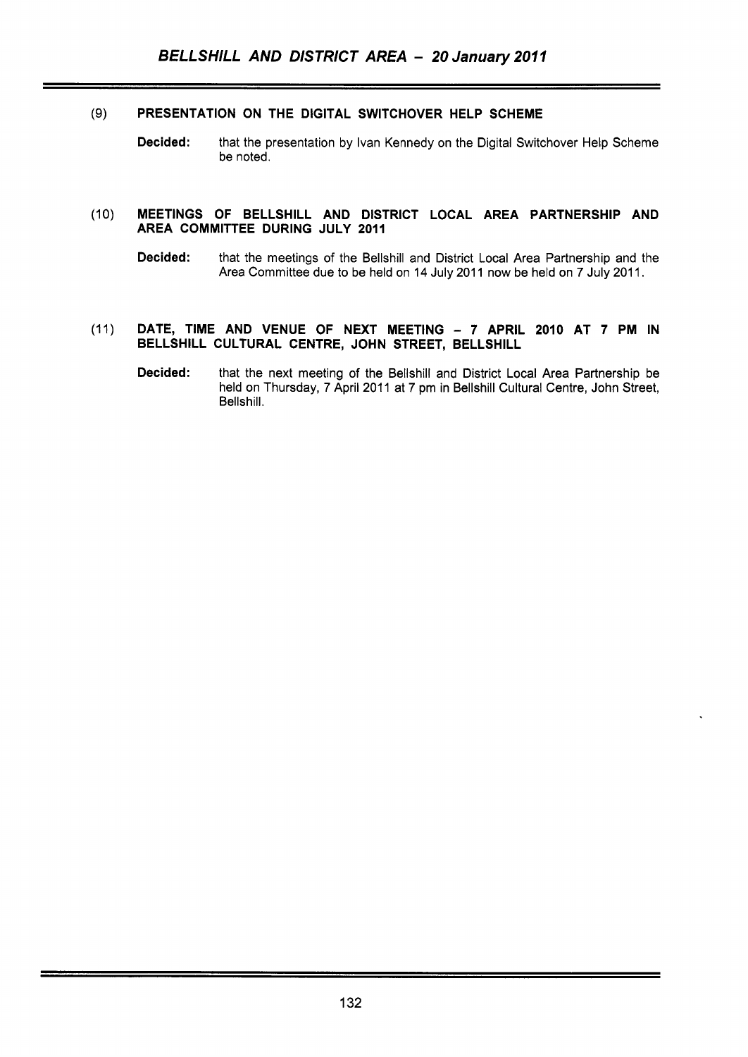**(9) PRESENTATION ON THE DIGITAL SWITCHOVER HELP SCHEME**

**Decided:** that the presentation by Ivan Kennedy on the Digital Switchover Help Scheme be noted.

**(10) MEETINGS OF BELLSHILL AND DISTRICT LOCAL AREA PARTNERSHIP AND AREA COMMITTEE DURING JULY 2011**

**Decided:** that the meetings of the Bellshill and District Local Area Partnership and the Area Committee due to be held on 14 July 2011 now be held on 7 July 2011.

**(11) DATE, TIME AND VENUE OF NEXT MEETING – 7 APRIL 2010 AT 7 PM IN BELLSHILL CULTURAL CENTRE, JOHN STREET, BELLSHILL**

**Decided:** that the next meeting of the Bellshill and District Local Area Partnership be held on Thursday, 7 April 2011 at 7 pm in Bellshill Cultural Centre, John Street, Bellshill.